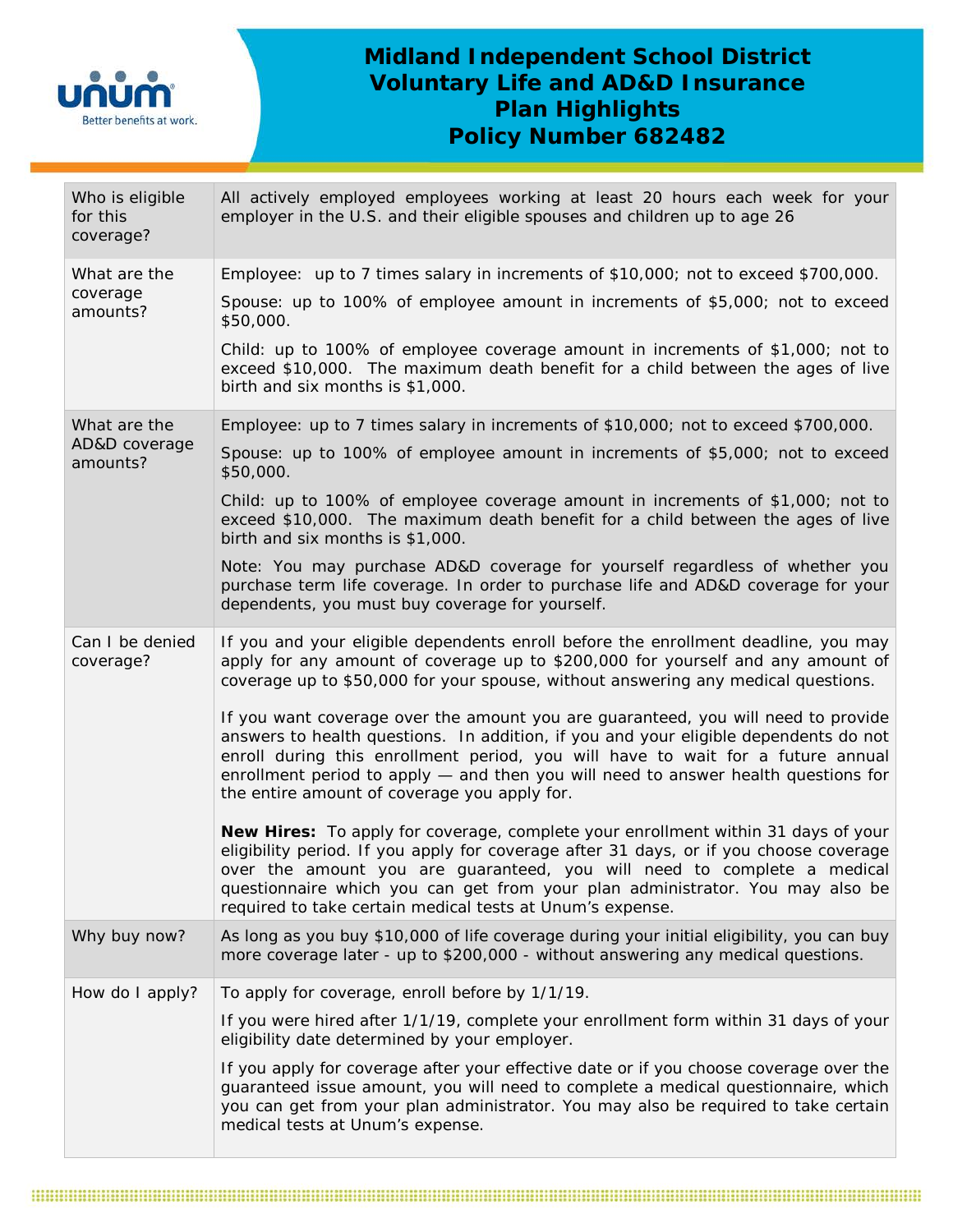# Midland Independent School District
# Voluntary Life and AD&D Insurance
# Plan Highlights
# Policy Number 682482

| | |
|---|---|
| Who is eligible for this coverage? | All actively employed employees working at least 20 hours each week for your employer in the U.S. and their eligible spouses and children up to age 26 |
| What are the coverage amounts? | Employee: up to 7 times salary in increments of $10,000; not to exceed $700,000.<br><br>Spouse: up to 100% of employee amount in increments of $5,000; not to exceed $50,000.<br><br>Child: up to 100% of employee coverage amount in increments of $1,000; not to exceed $10,000. The maximum death benefit for a child between the ages of live birth and six months is $1,000. |
| What are the AD&D coverage amounts? | Employee: up to 7 times salary in increments of $10,000; not to exceed $700,000.<br><br>Spouse: up to 100% of employee amount in increments of $5,000; not to exceed $50,000.<br><br>Child: up to 100% of employee coverage amount in increments of $1,000; not to exceed $10,000. The maximum death benefit for a child between the ages of live birth and six months is $1,000.<br><br>Note: You may purchase AD&D coverage for yourself regardless of whether you purchase term life coverage. In order to purchase life and AD&D coverage for your dependents, you must buy coverage for yourself. |
| Can I be denied coverage? | If you and your eligible dependents enroll before the enrollment deadline, you may apply for any amount of coverage up to $200,000 for yourself and any amount of coverage up to $50,000 for your spouse, without answering any medical questions.<br><br>If you want coverage over the amount you are guaranteed, you will need to provide answers to health questions. In addition, if you and your eligible dependents do not enroll during this enrollment period, you will have to wait for a future annual enrollment period to apply — and then you will need to answer health questions for the entire amount of coverage you apply for.<br><br>**New Hires:** To apply for coverage, complete your enrollment within 31 days of your eligibility period. If you apply for coverage after 31 days, or if you choose coverage over the amount you are guaranteed, you will need to complete a medical questionnaire which you can get from your plan administrator. You may also be required to take certain medical tests at Unum's expense. |
| Why buy now? | As long as you buy $10,000 of life coverage during your initial eligibility, you can buy more coverage later - up to $200,000 - without answering any medical questions. |
| How do I apply? | To apply for coverage, enroll before by 1/1/19.<br><br>If you were hired after 1/1/19, complete your enrollment form within 31 days of your eligibility date determined by your employer.<br><br>If you apply for coverage after your effective date or if you choose coverage over the guaranteed issue amount, you will need to complete a medical questionnaire, which you can get from your plan administrator. You may also be required to take certain medical tests at Unum's expense. |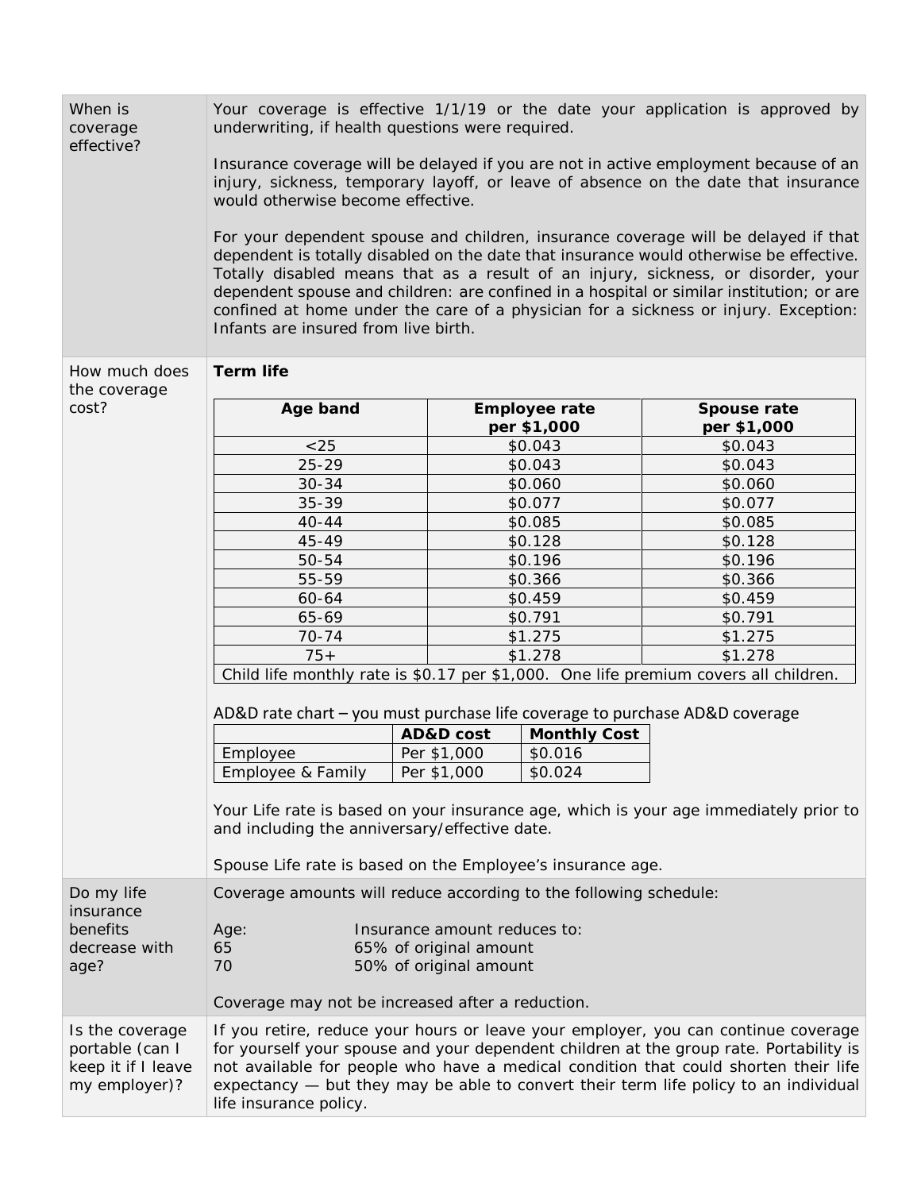**When is coverage effective?**

Your coverage is effective 1/1/19 or the date your application is approved by underwriting, if health questions were required.

Insurance coverage will be delayed if you are not in active employment because of an injury, sickness, temporary layoff, or leave of absence on the date that insurance would otherwise become effective.

For your dependent spouse and children, insurance coverage will be delayed if that dependent is totally disabled on the date that insurance would otherwise be effective. Totally disabled means that as a result of an injury, sickness, or disorder, your dependent spouse and children: are confined in a hospital or similar institution; or are confined at home under the care of a physician for a sickness or injury. Exception: Infants are insured from live birth.

**How much does the coverage cost?**

**Term life**

| Age band | Employee rate per $1,000 | Spouse rate per $1,000 |
|---|---|---|
| <25 | $0.043 | $0.043 |
| 25-29 | $0.043 | $0.043 |
| 30-34 | $0.060 | $0.060 |
| 35-39 | $0.077 | $0.077 |
| 40-44 | $0.085 | $0.085 |
| 45-49 | $0.128 | $0.128 |
| 50-54 | $0.196 | $0.196 |
| 55-59 | $0.366 | $0.366 |
| 60-64 | $0.459 | $0.459 |
| 65-69 | $0.791 | $0.791 |
| 70-74 | $1.275 | $1.275 |
| 75+ | $1.278 | $1.278 |
| Child life monthly rate is $0.17 per $1,000. One life premium covers all children. | | |

AD&D rate chart – you must purchase life coverage to purchase AD&D coverage

| | AD&D cost | Monthly Cost |
|---|---|---|
| Employee | Per $1,000 | $0.016 |
| Employee & Family | Per $1,000 | $0.024 |

Your Life rate is based on your insurance age, which is your age immediately prior to and including the anniversary/effective date.

Spouse Life rate is based on the Employee's insurance age.

**Do my life insurance benefits decrease with age?**

Coverage amounts will reduce according to the following schedule:

| Age: | Insurance amount reduces to: |
|---|---|
| 65 | 65% of original amount |
| 70 | 50% of original amount |

Coverage may not be increased after a reduction.

**Is the coverage portable (can I keep it if I leave my employer)?**

If you retire, reduce your hours or leave your employer, you can continue coverage for yourself your spouse and your dependent children at the group rate. Portability is not available for people who have a medical condition that could shorten their life expectancy — but they may be able to convert their term life policy to an individual life insurance policy.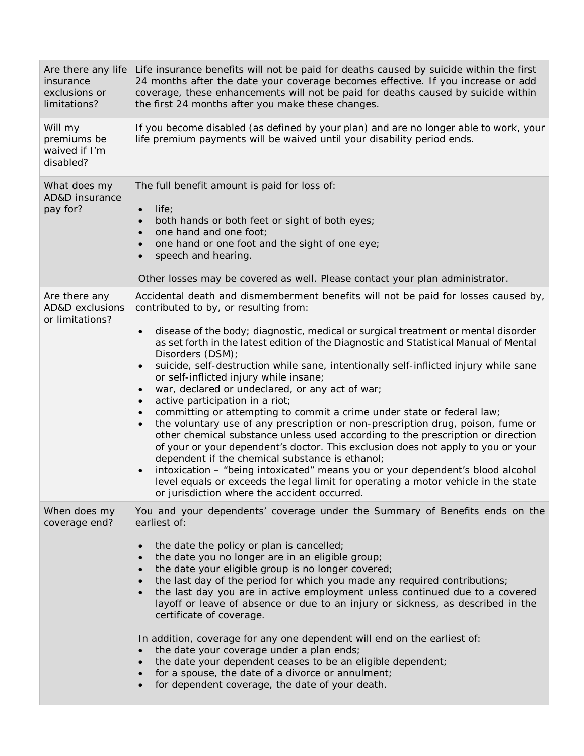| | |
|---|---|
| Are there any life insurance exclusions or limitations? | Life insurance benefits will not be paid for deaths caused by suicide within the first 24 months after the date your coverage becomes effective. If you increase or add coverage, these enhancements will not be paid for deaths caused by suicide within the first 24 months after you make these changes. |
| Will my premiums be waived if I'm disabled? | If you become disabled (as defined by your plan) and are no longer able to work, your life premium payments will be waived until your disability period ends. |
| What does my AD&D insurance pay for? | The full benefit amount is paid for loss of:<br><br>• life;<br>• both hands or both feet or sight of both eyes;<br>• one hand and one foot;<br>• one hand or one foot and the sight of one eye;<br>• speech and hearing.<br><br>Other losses may be covered as well. Please contact your plan administrator. |
| Are there any AD&D exclusions or limitations? | Accidental death and dismemberment benefits will not be paid for losses caused by, contributed to by, or resulting from:<br><br>• disease of the body; diagnostic, medical or surgical treatment or mental disorder as set forth in the latest edition of the Diagnostic and Statistical Manual of Mental Disorders (DSM);<br>• suicide, self-destruction while sane, intentionally self-inflicted injury while sane or self-inflicted injury while insane;<br>• war, declared or undeclared, or any act of war;<br>• active participation in a riot;<br>• committing or attempting to commit a crime under state or federal law;<br>• the voluntary use of any prescription or non-prescription drug, poison, fume or other chemical substance unless used according to the prescription or direction of your or your dependent's doctor. This exclusion does not apply to you or your dependent if the chemical substance is ethanol;<br>• intoxication – "being intoxicated" means you or your dependent's blood alcohol level equals or exceeds the legal limit for operating a motor vehicle in the state or jurisdiction where the accident occurred. |
| When does my coverage end? | You and your dependents' coverage under the Summary of Benefits ends on the earliest of:<br><br>• the date the policy or plan is cancelled;<br>• the date you no longer are in an eligible group;<br>• the date your eligible group is no longer covered;<br>• the last day of the period for which you made any required contributions;<br>• the last day you are in active employment unless continued due to a covered layoff or leave of absence or due to an injury or sickness, as described in the certificate of coverage.<br><br>In addition, coverage for any one dependent will end on the earliest of:<br>• the date your coverage under a plan ends;<br>• the date your dependent ceases to be an eligible dependent;<br>• for a spouse, the date of a divorce or annulment;<br>• for dependent coverage, the date of your death. |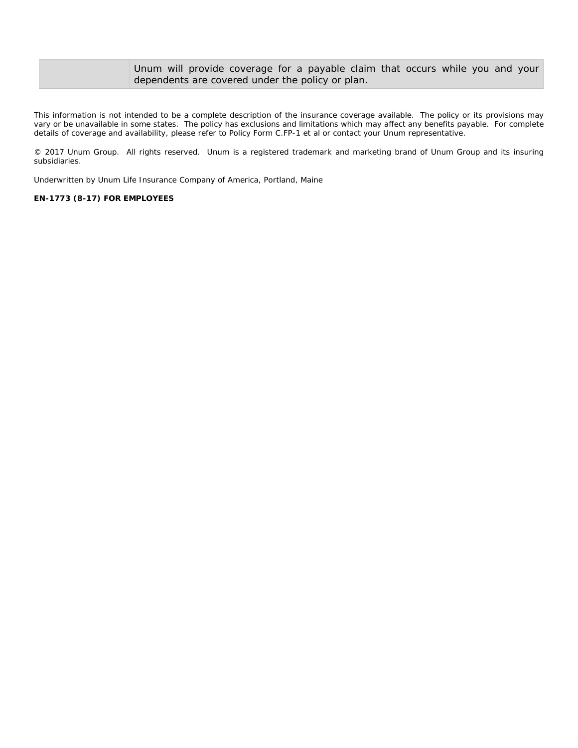| | |
|---|---|
| | Unum will provide coverage for a payable claim that occurs while you and your dependents are covered under the policy or plan. |

This information is not intended to be a complete description of the insurance coverage available. The policy or its provisions may vary or be unavailable in some states. The policy has exclusions and limitations which may affect any benefits payable. For complete details of coverage and availability, please refer to Policy Form C.FP-1 et al or contact your Unum representative.

© 2017 Unum Group. All rights reserved. Unum is a registered trademark and marketing brand of Unum Group and its insuring subsidiaries.

Underwritten by Unum Life Insurance Company of America, Portland, Maine

**EN-1773 (8-17) FOR EMPLOYEES**